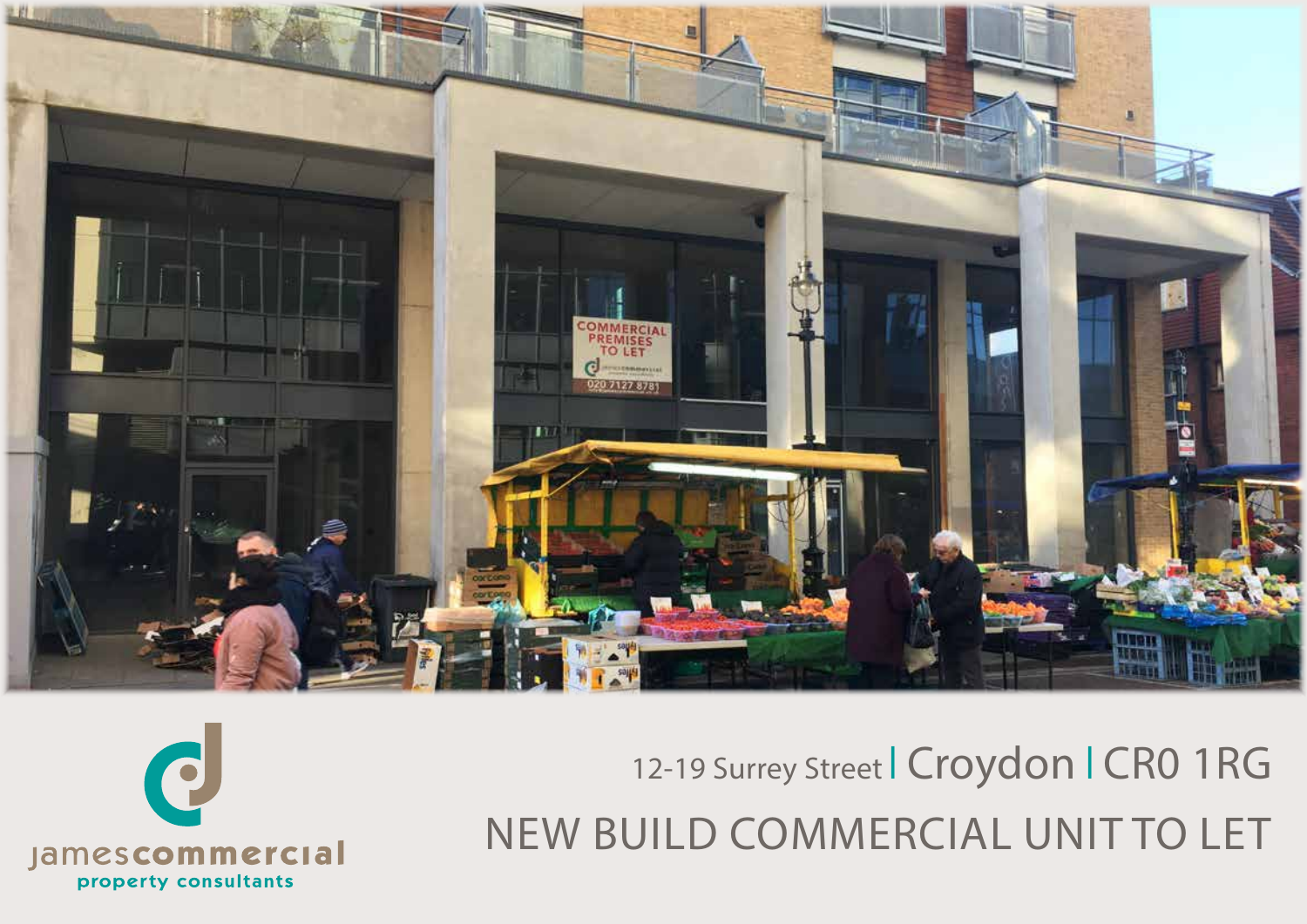jamescommercial
property consultants

12-19 Surrey Street | Croydon | CR0 1RG

# NEW BUILD COMMERCIAL UNIT TO LET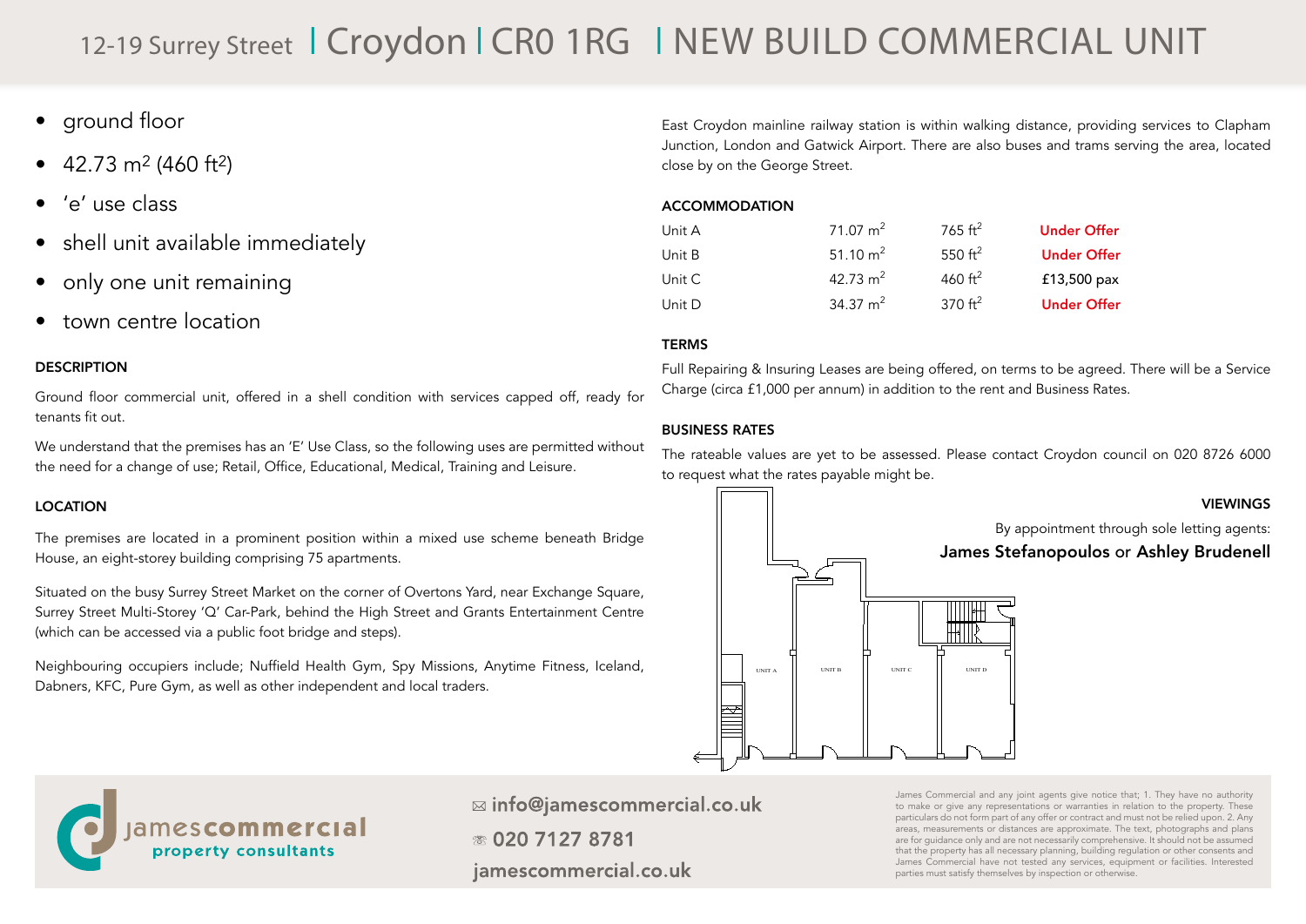# 12-19 Surrey Street | Croydon | CR0 1RG | NEW BUILD COMMERCIAL UNIT

- ground floor
- 42.73 $m^2$ (460 $ft^2$)
- 'e' use class
- shell unit available immediately
- only one unit remaining
- town centre location

### DESCRIPTION

Ground floor commercial unit, offered in a shell condition with services capped off, ready for tenants fit out.

We understand that the premises has an 'E' Use Class, so the following uses are permitted without the need for a change of use; Retail, Office, Educational, Medical, Training and Leisure.

### LOCATION

The premises are located in a prominent position within a mixed use scheme beneath Bridge House, an eight-storey building comprising 75 apartments.

Situated on the busy Surrey Street Market on the corner of Overtons Yard, near Exchange Square, Surrey Street Multi-Storey 'Q' Car-Park, behind the High Street and Grants Entertainment Centre (which can be accessed via a public foot bridge and steps).

Neighbouring occupiers include; Nuffield Health Gym, Spy Missions, Anytime Fitness, Iceland, Dabners, KFC, Pure Gym, as well as other independent and local traders.

East Croydon mainline railway station is within walking distance, providing services to Clapham Junction, London and Gatwick Airport. There are also buses and trams serving the area, located close by on the George Street.

### ACCOMMODATION

| | | | |
|---|---|---|---|
| Unit A | 71.07 $m^2$ | 765 $ft^2$ | **Under Offer** |
| Unit B | 51.10 $m^2$ | 550 $ft^2$ | **Under Offer** |
| Unit C | 42.73 $m^2$ | 460 $ft^2$ | £13,500 pax |
| Unit D | 34.37 $m^2$ | 370 $ft^2$ | **Under Offer** |

### TERMS

Full Repairing & Insuring Leases are being offered, on terms to be agreed. There will be a Service Charge (circa £1,000 per annum) in addition to the rent and Business Rates.

### BUSINESS RATES

The rateable values are yet to be assessed. Please contact Croydon council on 020 8726 6000 to request what the rates payable might be.

UNIT A
UNIT B
UNIT C
UNIT D

### VIEWINGS

By appointment through sole letting agents:

**James Stefanopoulos** or **Ashley Brudenell**

jamescommercial property consultants

info@jamescommercial.co.uk

020 7127 8781

jamescommercial.co.uk

James Commercial and any joint agents give notice that; 1. They have no authority to make or give any representations or warranties in relation to the property. These particulars do not form part of any offer or contract and must not be relied upon. 2. Any areas, measurements or distances are approximate. The text, photographs and plans are for guidance only and are not necessarily comprehensive. It should not be assumed that the property has all necessary planning, building regulation or other consents and James Commercial have not tested any services, equipment or facilities. Interested parties must satisfy themselves by inspection or otherwise.